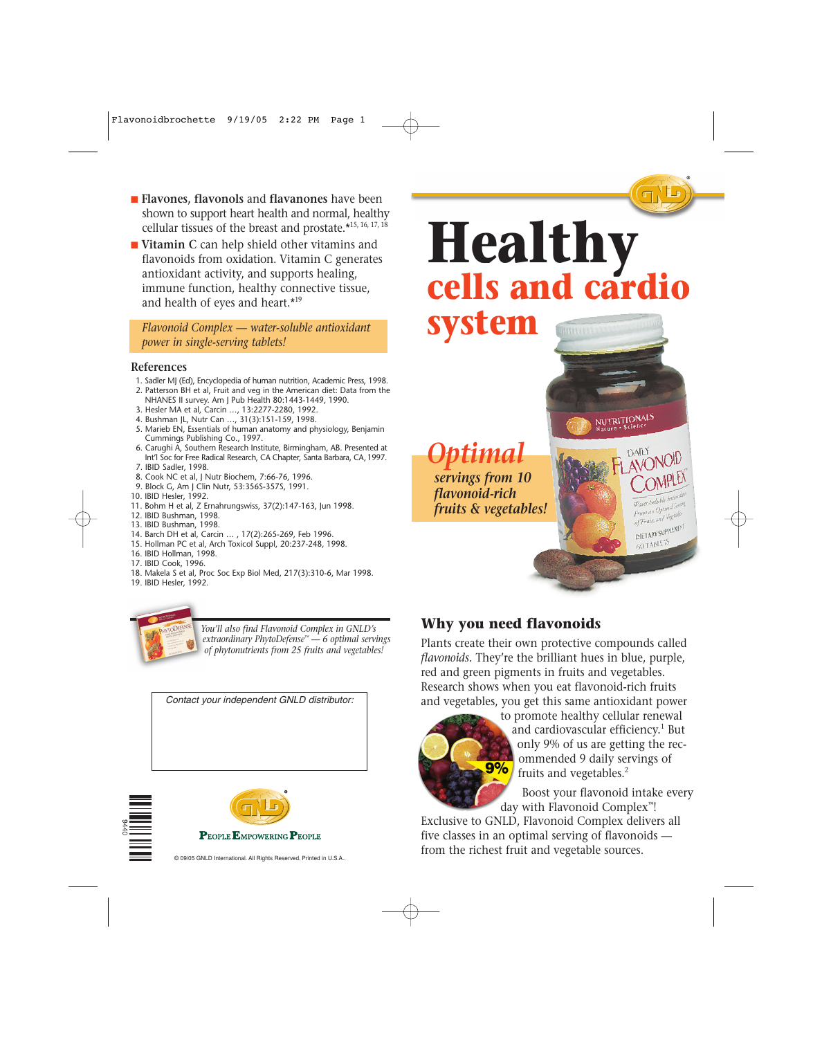- **Flavones**, **flavonols** and **flavanones** have been shown to support heart health and normal, healthy cellular tissues of the breast and prostate.*[15, 16, 17, 18]
- **Vitamin C** can help shield other vitamins and flavonoids from oxidation. Vitamin C generates antioxidant activity, and supports healing, immune function, healthy connective tissue, and health of eyes and heart.*[19]

*Flavonoid Complex — water-soluble antioxidant power in single-serving tablets!*

## References

1. Sadler MJ (Ed), Encyclopedia of human nutrition, Academic Press, 1998.
2. Patterson BH et al, Fruit and veg in the American diet: Data from the NHANES II survey. Am J Pub Health 80:1443-1449, 1990.
3. Hesler MA et al, Carcin …, 13:2277-2280, 1992.
4. Bushman JL, Nutr Can …, 31(3):151-159, 1998.
5. Marieb EN, Essentials of human anatomy and physiology, Benjamin Cummings Publishing Co., 1997.
6. Carughi A, Southern Research Institute, Birmingham, AB. Presented at Int'l Soc for Free Radical Research, CA Chapter, Santa Barbara, CA, 1997.
7. IBID Sadler, 1998.
8. Cook NC et al, J Nutr Biochem, 7:66-76, 1996.
9. Block G, Am J Clin Nutr, 53:356S-357S, 1991.
10. IBID Hesler, 1992.
11. Bohm H et al, Z Ernahrungswiss, 37(2):147-163, Jun 1998.
12. IBID Bushman, 1998.
13. IBID Bushman, 1998.
14. Barch DH et al, Carcin … , 17(2):265-269, Feb 1996.
15. Hollman PC et al, Arch Toxicol Suppl, 20:237-248, 1998.
16. IBID Hollman, 1998.
17. IBID Cook, 1996.
18. Makela S et al, Proc Soc Exp Biol Med, 217(3):310-6, Mar 1998.
19. IBID Hesler, 1992.

*You'll also find Flavonoid Complex in GNLD's extraordinary PhytoDefense™ — 6 optimal servings of phytonutrients from 25 fruits and vegetables!*

Contact your independent GNLD distributor:

PEOPLE EMPOWERING PEOPLE

© 09/05 GNLD International. All Rights Reserved. Printed in U.S.A..

# Healthy cells and cardio system

***Optimal** servings from 10 flavonoid-rich fruits & vegetables!*

## Why you need flavonoids

Plants create their own protective compounds called *flavonoids*. They're the brilliant hues in blue, purple, red and green pigments in fruits and vegetables. Research shows when you eat flavonoid-rich fruits and vegetables, you get this same antioxidant power to promote healthy cellular renewal and cardiovascular efficiency.[1] But only 9% of us are getting the recommended 9 daily servings of fruits and vegetables.[2]

Boost your flavonoid intake every day with Flavonoid Complex™! Exclusive to GNLD, Flavonoid Complex delivers all five classes in an optimal serving of flavonoids — from the richest fruit and vegetable sources.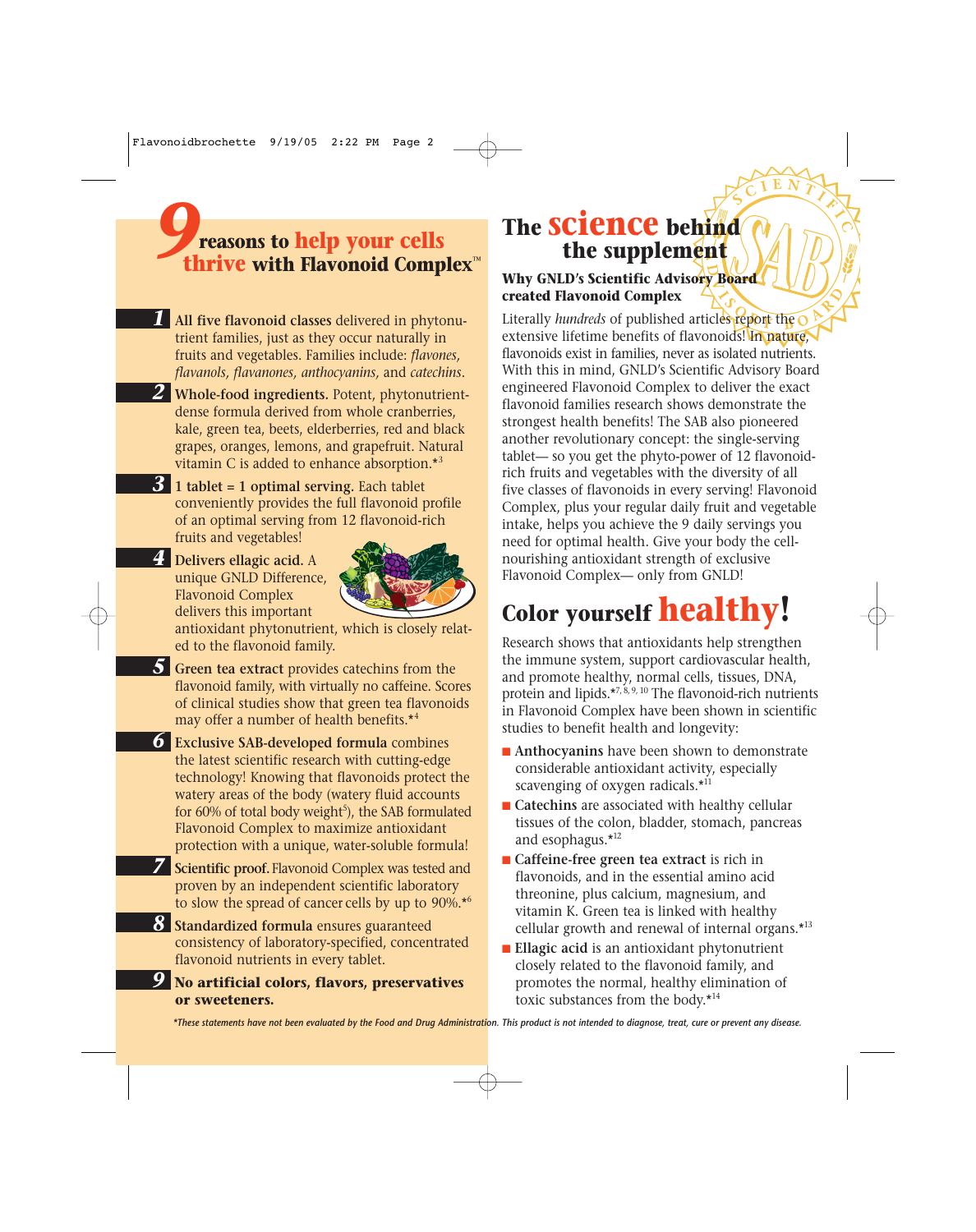## 9 reasons to help your cells thrive with Flavonoid Complex™

1. **All five flavonoid classes** delivered in phytonutrient families, just as they occur naturally in fruits and vegetables. Families include: *flavones, flavanols, flavanones, anthocyanins,* and *catechins*.
2. **Whole-food ingredients.** Potent, phytonutrient-dense formula derived from whole cranberries, kale, green tea, beets, elderberries, red and black grapes, oranges, lemons, and grapefruit. Natural vitamin C is added to enhance absorption.*[3]
3. **1 tablet = 1 optimal serving.** Each tablet conveniently provides the full flavonoid profile of an optimal serving from 12 flavonoid-rich fruits and vegetables!
4. **Delivers ellagic acid.** A unique GNLD Difference, Flavonoid Complex delivers this important antioxidant phytonutrient, which is closely related to the flavonoid family.
5. **Green tea extract** provides catechins from the flavonoid family, with virtually no caffeine. Scores of clinical studies show that green tea flavonoids may offer a number of health benefits.*[4]
6. **Exclusive SAB-developed formula** combines the latest scientific research with cutting-edge technology! Knowing that flavonoids protect the watery areas of the body (watery fluid accounts for 60% of total body weight[5]), the SAB formulated Flavonoid Complex to maximize antioxidant protection with a unique, water-soluble formula!
7. **Scientific proof.** Flavonoid Complex was tested and proven by an independent scientific laboratory to slow the spread of cancer cells by up to 90%.*[6]
8. **Standardized formula** ensures guaranteed consistency of laboratory-specified, concentrated flavonoid nutrients in every tablet.
9. **No artificial colors, flavors, preservatives or sweeteners.**

## The science behind the supplement

**Why GNLD's Scientific Advisory Board created Flavonoid Complex**

Literally *hundreds* of published articles report the extensive lifetime benefits of flavonoids! In nature, flavonoids exist in families, never as isolated nutrients. With this in mind, GNLD's Scientific Advisory Board engineered Flavonoid Complex to deliver the exact flavonoid families research shows demonstrate the strongest health benefits! The SAB also pioneered another revolutionary concept: the single-serving tablet— so you get the phyto-power of 12 flavonoid-rich fruits and vegetables with the diversity of all five classes of flavonoids in every serving! Flavonoid Complex, plus your regular daily fruit and vegetable intake, helps you achieve the 9 daily servings you need for optimal health. Give your body the cell-nourishing antioxidant strength of exclusive Flavonoid Complex— only from GNLD!

## Color yourself healthy!

Research shows that antioxidants help strengthen the immune system, support cardiovascular health, and promote healthy, normal cells, tissues, DNA, protein and lipids.*[7, 8, 9, 10] The flavonoid-rich nutrients in Flavonoid Complex have been shown in scientific studies to benefit health and longevity:

- **Anthocyanins** have been shown to demonstrate considerable antioxidant activity, especially scavenging of oxygen radicals.*[11]
- **Catechins** are associated with healthy cellular tissues of the colon, bladder, stomach, pancreas and esophagus.*[12]
- **Caffeine-free green tea extract** is rich in flavonoids, and in the essential amino acid threonine, plus calcium, magnesium, and vitamin K. Green tea is linked with healthy cellular growth and renewal of internal organs.*[13]
- **Ellagic acid** is an antioxidant phytonutrient closely related to the flavonoid family, and promotes the normal, healthy elimination of toxic substances from the body.*[14]

*These statements have not been evaluated by the Food and Drug Administration. This product is not intended to diagnose, treat, cure or prevent any disease.*